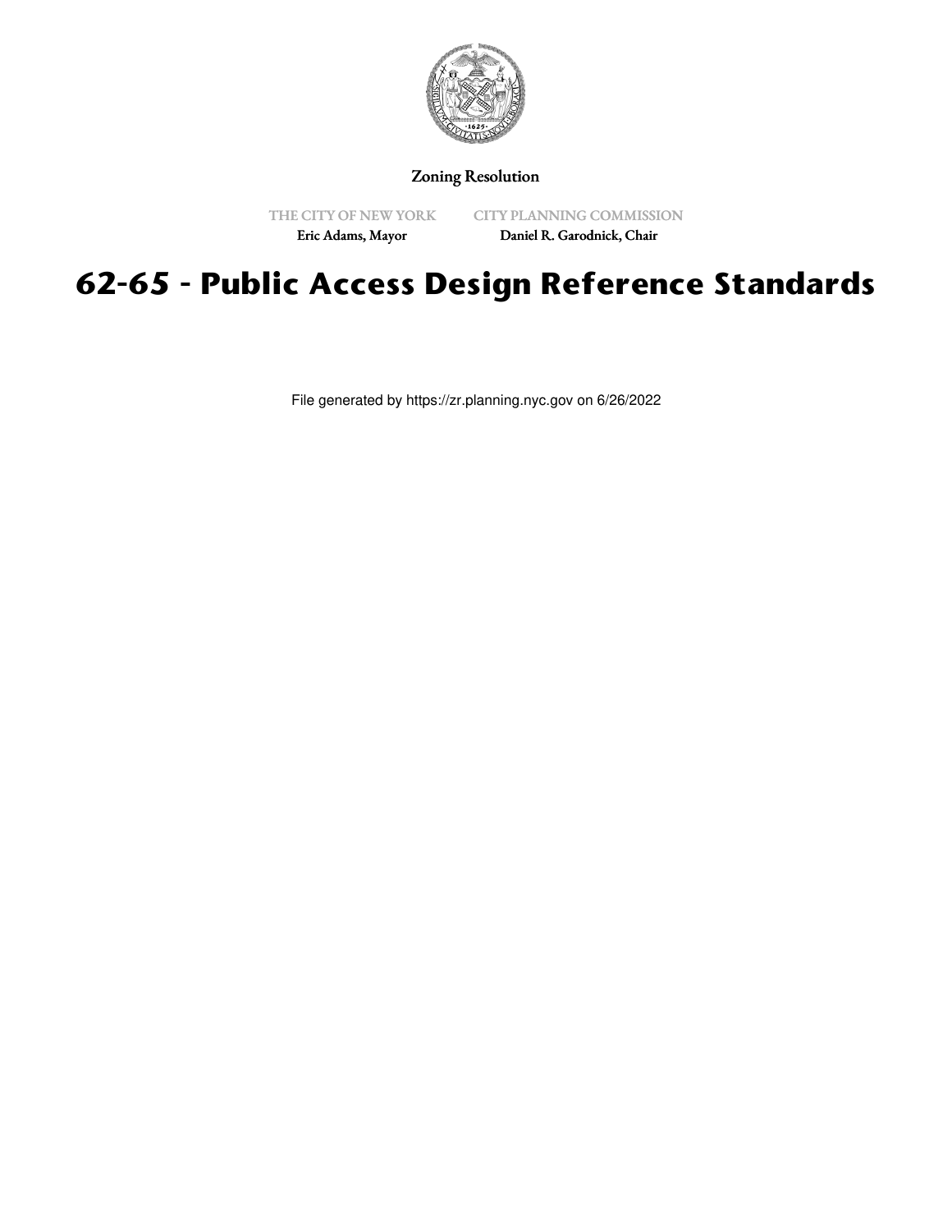Zoning Resolution

THE CITY OF NEW YORK
Eric Adams, Mayor

CITY PLANNING COMMISSION
Daniel R. Garodnick, Chair

# 62-65 - Public Access Design Reference Standards

File generated by https://zr.planning.nyc.gov on 6/26/2022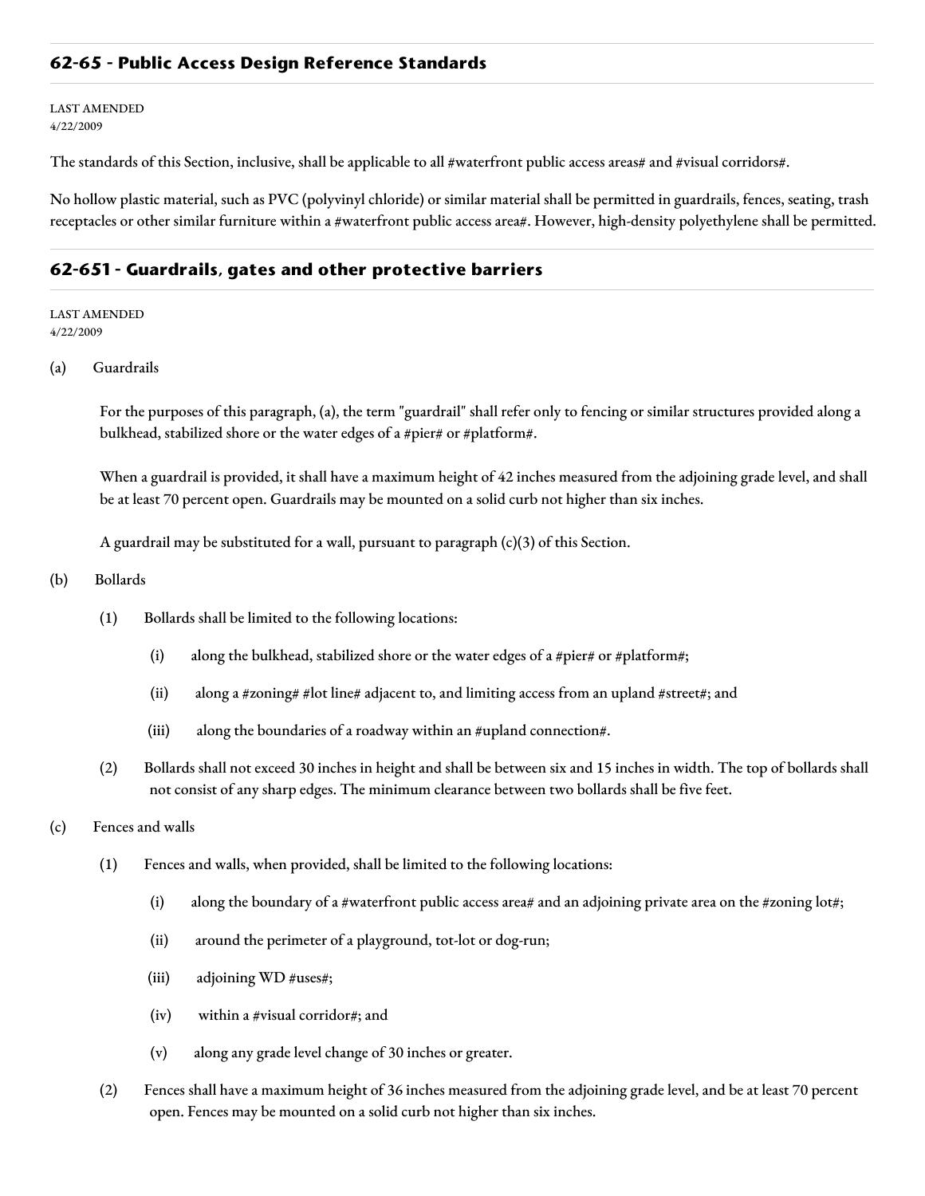## 62-65 - Public Access Design Reference Standards

LAST AMENDED
4/22/2009

The standards of this Section, inclusive, shall be applicable to all #waterfront public access areas# and #visual corridors#.

No hollow plastic material, such as PVC (polyvinyl chloride) or similar material shall be permitted in guardrails, fences, seating, trash receptacles or other similar furniture within a #waterfront public access area#. However, high-density polyethylene shall be permitted.

## 62-651 - Guardrails, gates and other protective barriers

LAST AMENDED
4/22/2009

(a) Guardrails

For the purposes of this paragraph, (a), the term "guardrail" shall refer only to fencing or similar structures provided along a bulkhead, stabilized shore or the water edges of a #pier# or #platform#.

When a guardrail is provided, it shall have a maximum height of 42 inches measured from the adjoining grade level, and shall be at least 70 percent open. Guardrails may be mounted on a solid curb not higher than six inches.

A guardrail may be substituted for a wall, pursuant to paragraph (c)(3) of this Section.

(b) Bollards

(1) Bollards shall be limited to the following locations:

(i) along the bulkhead, stabilized shore or the water edges of a #pier# or #platform#;

(ii) along a #zoning# #lot line# adjacent to, and limiting access from an upland #street#; and

(iii) along the boundaries of a roadway within an #upland connection#.

(2) Bollards shall not exceed 30 inches in height and shall be between six and 15 inches in width. The top of bollards shall not consist of any sharp edges. The minimum clearance between two bollards shall be five feet.

(c) Fences and walls

(1) Fences and walls, when provided, shall be limited to the following locations:

(i) along the boundary of a #waterfront public access area# and an adjoining private area on the #zoning lot#;

(ii) around the perimeter of a playground, tot-lot or dog-run;

(iii) adjoining WD #uses#;

(iv) within a #visual corridor#; and

(v) along any grade level change of 30 inches or greater.

(2) Fences shall have a maximum height of 36 inches measured from the adjoining grade level, and be at least 70 percent open. Fences may be mounted on a solid curb not higher than six inches.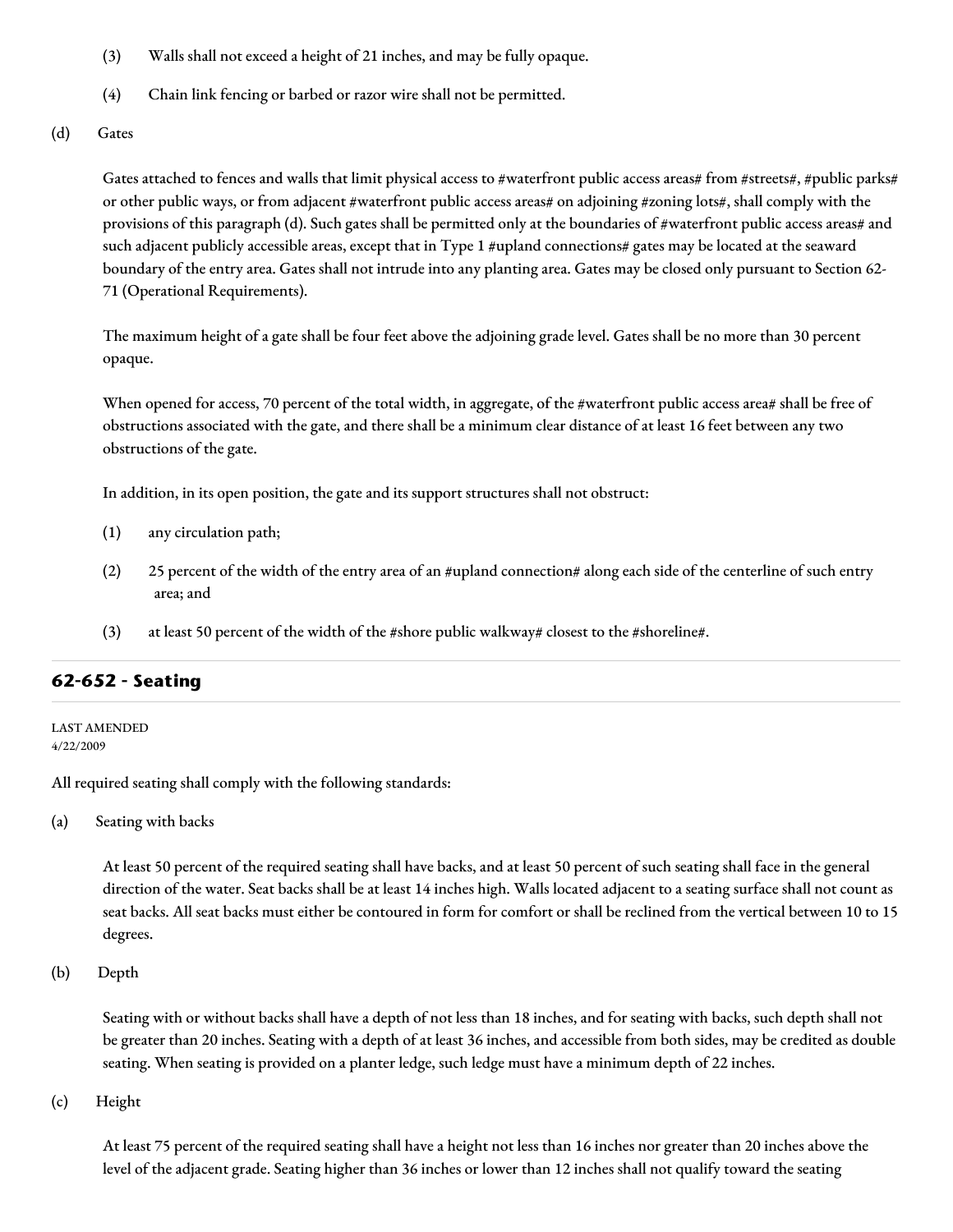(3) Walls shall not exceed a height of 21 inches, and may be fully opaque.

(4) Chain link fencing or barbed or razor wire shall not be permitted.

(d) Gates

Gates attached to fences and walls that limit physical access to #waterfront public access areas# from #streets#, #public parks# or other public ways, or from adjacent #waterfront public access areas# on adjoining #zoning lots#, shall comply with the provisions of this paragraph (d). Such gates shall be permitted only at the boundaries of #waterfront public access areas# and such adjacent publicly accessible areas, except that in Type 1 #upland connections# gates may be located at the seaward boundary of the entry area. Gates shall not intrude into any planting area. Gates may be closed only pursuant to Section 62-71 (Operational Requirements).

The maximum height of a gate shall be four feet above the adjoining grade level. Gates shall be no more than 30 percent opaque.

When opened for access, 70 percent of the total width, in aggregate, of the #waterfront public access area# shall be free of obstructions associated with the gate, and there shall be a minimum clear distance of at least 16 feet between any two obstructions of the gate.

In addition, in its open position, the gate and its support structures shall not obstruct:

(1) any circulation path;

(2) 25 percent of the width of the entry area of an #upland connection# along each side of the centerline of such entry area; and

(3) at least 50 percent of the width of the #shore public walkway# closest to the #shoreline#.

## 62-652 - Seating

LAST AMENDED
4/22/2009

All required seating shall comply with the following standards:

(a) Seating with backs

At least 50 percent of the required seating shall have backs, and at least 50 percent of such seating shall face in the general direction of the water. Seat backs shall be at least 14 inches high. Walls located adjacent to a seating surface shall not count as seat backs. All seat backs must either be contoured in form for comfort or shall be reclined from the vertical between 10 to 15 degrees.

(b) Depth

Seating with or without backs shall have a depth of not less than 18 inches, and for seating with backs, such depth shall not be greater than 20 inches. Seating with a depth of at least 36 inches, and accessible from both sides, may be credited as double seating. When seating is provided on a planter ledge, such ledge must have a minimum depth of 22 inches.

(c) Height

At least 75 percent of the required seating shall have a height not less than 16 inches nor greater than 20 inches above the level of the adjacent grade. Seating higher than 36 inches or lower than 12 inches shall not qualify toward the seating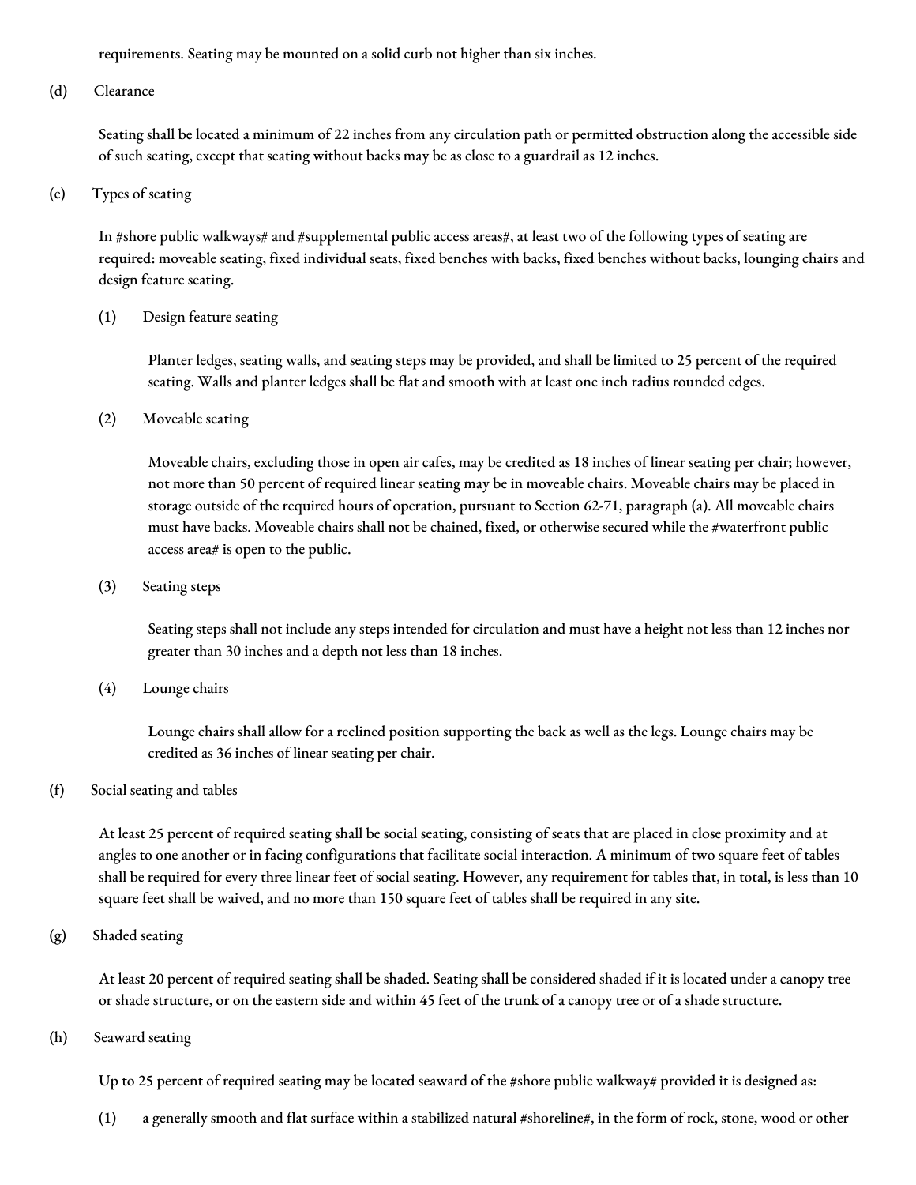requirements. Seating may be mounted on a solid curb not higher than six inches.

(d) Clearance

Seating shall be located a minimum of 22 inches from any circulation path or permitted obstruction along the accessible side of such seating, except that seating without backs may be as close to a guardrail as 12 inches.

(e) Types of seating

In #shore public walkways# and #supplemental public access areas#, at least two of the following types of seating are required: moveable seating, fixed individual seats, fixed benches with backs, fixed benches without backs, lounging chairs and design feature seating.

(1) Design feature seating

Planter ledges, seating walls, and seating steps may be provided, and shall be limited to 25 percent of the required seating. Walls and planter ledges shall be flat and smooth with at least one inch radius rounded edges.

(2) Moveable seating

Moveable chairs, excluding those in open air cafes, may be credited as 18 inches of linear seating per chair; however, not more than 50 percent of required linear seating may be in moveable chairs. Moveable chairs may be placed in storage outside of the required hours of operation, pursuant to Section 62-71, paragraph (a). All moveable chairs must have backs. Moveable chairs shall not be chained, fixed, or otherwise secured while the #waterfront public access area# is open to the public.

(3) Seating steps

Seating steps shall not include any steps intended for circulation and must have a height not less than 12 inches nor greater than 30 inches and a depth not less than 18 inches.

(4) Lounge chairs

Lounge chairs shall allow for a reclined position supporting the back as well as the legs. Lounge chairs may be credited as 36 inches of linear seating per chair.

(f) Social seating and tables

At least 25 percent of required seating shall be social seating, consisting of seats that are placed in close proximity and at angles to one another or in facing configurations that facilitate social interaction. A minimum of two square feet of tables shall be required for every three linear feet of social seating. However, any requirement for tables that, in total, is less than 10 square feet shall be waived, and no more than 150 square feet of tables shall be required in any site.

(g) Shaded seating

At least 20 percent of required seating shall be shaded. Seating shall be considered shaded if it is located under a canopy tree or shade structure, or on the eastern side and within 45 feet of the trunk of a canopy tree or of a shade structure.

(h) Seaward seating

Up to 25 percent of required seating may be located seaward of the #shore public walkway# provided it is designed as:

(1) a generally smooth and flat surface within a stabilized natural #shoreline#, in the form of rock, stone, wood or other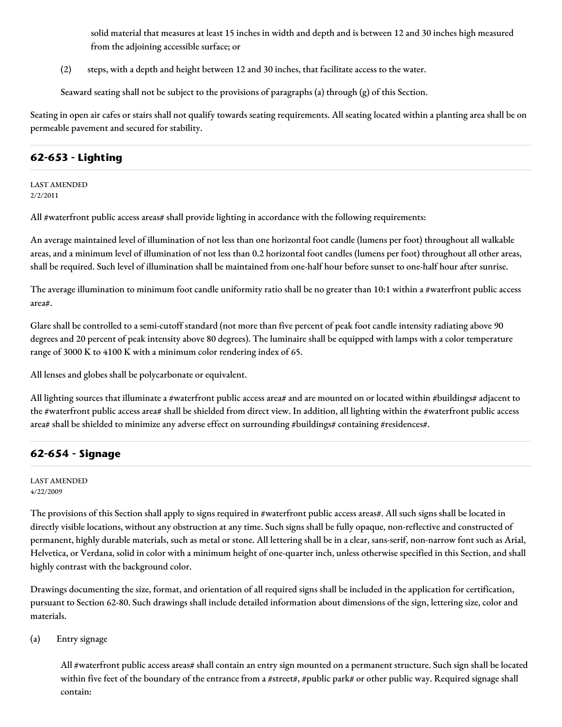solid material that measures at least 15 inches in width and depth and is between 12 and 30 inches high measured from the adjoining accessible surface; or

(2) steps, with a depth and height between 12 and 30 inches, that facilitate access to the water.

Seaward seating shall not be subject to the provisions of paragraphs (a) through (g) of this Section.

Seating in open air cafes or stairs shall not qualify towards seating requirements. All seating located within a planting area shall be on permeable pavement and secured for stability.

## 62-653 - Lighting

LAST AMENDED
2/2/2011

All #waterfront public access areas# shall provide lighting in accordance with the following requirements:

An average maintained level of illumination of not less than one horizontal foot candle (lumens per foot) throughout all walkable areas, and a minimum level of illumination of not less than 0.2 horizontal foot candles (lumens per foot) throughout all other areas, shall be required. Such level of illumination shall be maintained from one-half hour before sunset to one-half hour after sunrise.

The average illumination to minimum foot candle uniformity ratio shall be no greater than 10:1 within a #waterfront public access area#.

Glare shall be controlled to a semi-cutoff standard (not more than five percent of peak foot candle intensity radiating above 90 degrees and 20 percent of peak intensity above 80 degrees). The luminaire shall be equipped with lamps with a color temperature range of 3000 K to 4100 K with a minimum color rendering index of 65.

All lenses and globes shall be polycarbonate or equivalent.

All lighting sources that illuminate a #waterfront public access area# and are mounted on or located within #buildings# adjacent to the #waterfront public access area# shall be shielded from direct view. In addition, all lighting within the #waterfront public access area# shall be shielded to minimize any adverse effect on surrounding #buildings# containing #residences#.

## 62-654 - Signage

LAST AMENDED
4/22/2009

The provisions of this Section shall apply to signs required in #waterfront public access areas#. All such signs shall be located in directly visible locations, without any obstruction at any time. Such signs shall be fully opaque, non-reflective and constructed of permanent, highly durable materials, such as metal or stone. All lettering shall be in a clear, sans-serif, non-narrow font such as Arial, Helvetica, or Verdana, solid in color with a minimum height of one-quarter inch, unless otherwise specified in this Section, and shall highly contrast with the background color.

Drawings documenting the size, format, and orientation of all required signs shall be included in the application for certification, pursuant to Section 62-80. Such drawings shall include detailed information about dimensions of the sign, lettering size, color and materials.

(a) Entry signage

All #waterfront public access areas# shall contain an entry sign mounted on a permanent structure. Such sign shall be located within five feet of the boundary of the entrance from a #street#, #public park# or other public way. Required signage shall contain: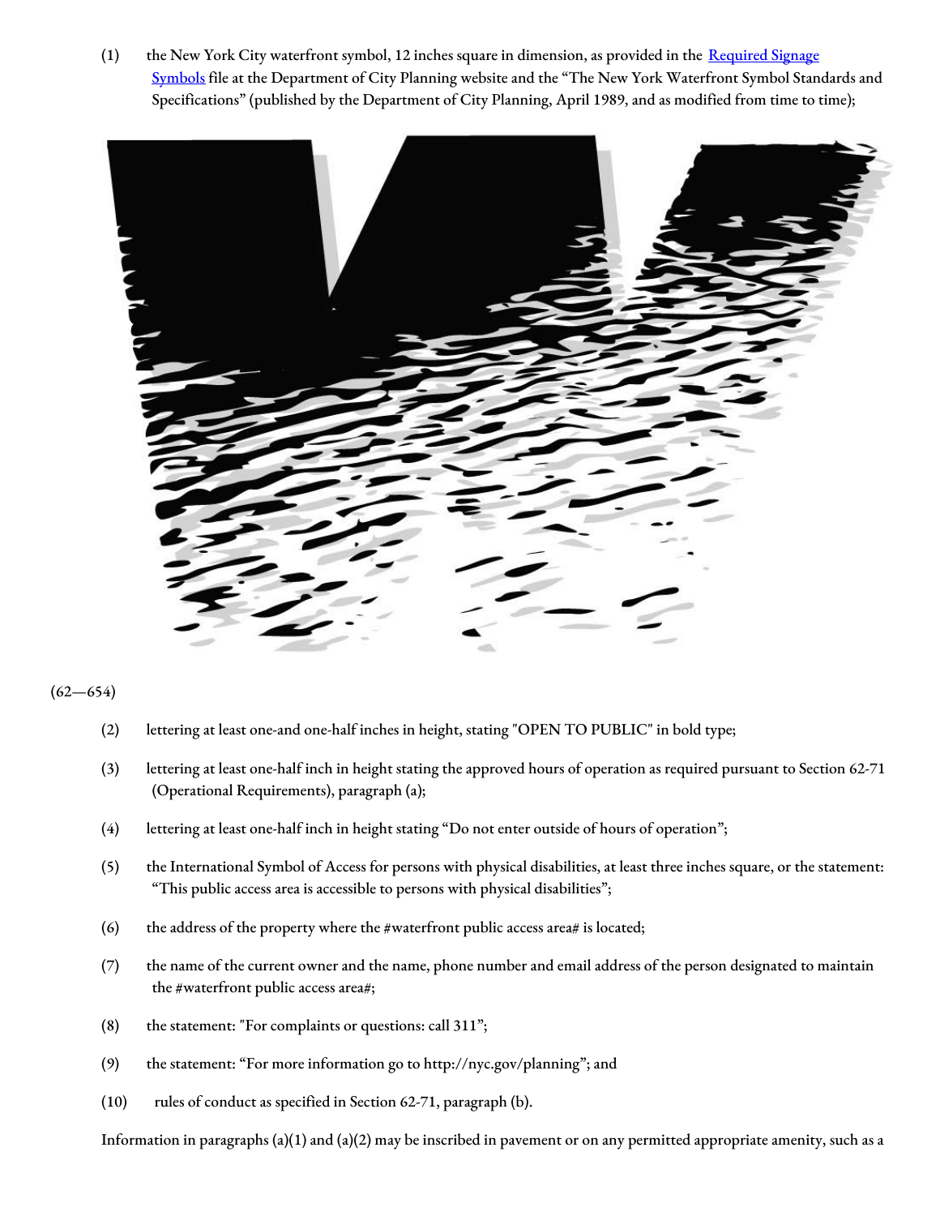(1) the New York City waterfront symbol, 12 inches square in dimension, as provided in the [Required Signage Symbols] file at the Department of City Planning website and the “The New York Waterfront Symbol Standards and Specifications” (published by the Department of City Planning, April 1989, and as modified from time to time);

(62—654)

(2) lettering at least one-and one-half inches in height, stating "OPEN TO PUBLIC" in bold type;

(3) lettering at least one-half inch in height stating the approved hours of operation as required pursuant to Section 62-71 (Operational Requirements), paragraph (a);

(4) lettering at least one-half inch in height stating “Do not enter outside of hours of operation”;

(5) the International Symbol of Access for persons with physical disabilities, at least three inches square, or the statement: “This public access area is accessible to persons with physical disabilities”;

(6) the address of the property where the #waterfront public access area# is located;

(7) the name of the current owner and the name, phone number and email address of the person designated to maintain the #waterfront public access area#;

(8) the statement: "For complaints or questions: call 311”;

(9) the statement: “For more information go to http://nyc.gov/planning”; and

(10) rules of conduct as specified in Section 62-71, paragraph (b).

Information in paragraphs (a)(1) and (a)(2) may be inscribed in pavement or on any permitted appropriate amenity, such as a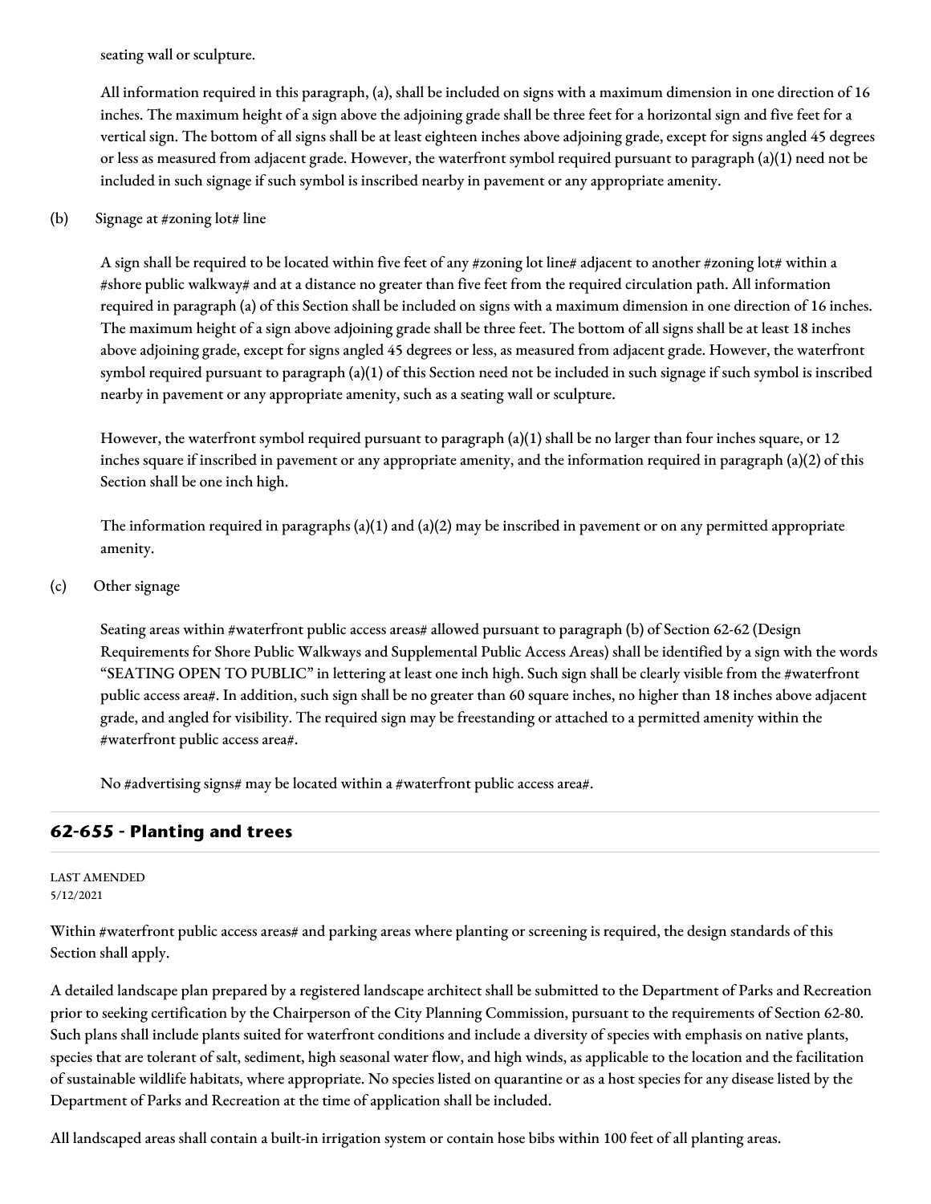seating wall or sculpture.

All information required in this paragraph, (a), shall be included on signs with a maximum dimension in one direction of 16 inches. The maximum height of a sign above the adjoining grade shall be three feet for a horizontal sign and five feet for a vertical sign. The bottom of all signs shall be at least eighteen inches above adjoining grade, except for signs angled 45 degrees or less as measured from adjacent grade. However, the waterfront symbol required pursuant to paragraph (a)(1) need not be included in such signage if such symbol is inscribed nearby in pavement or any appropriate amenity.

(b) Signage at #zoning lot# line

A sign shall be required to be located within five feet of any #zoning lot line# adjacent to another #zoning lot# within a #shore public walkway# and at a distance no greater than five feet from the required circulation path. All information required in paragraph (a) of this Section shall be included on signs with a maximum dimension in one direction of 16 inches. The maximum height of a sign above adjoining grade shall be three feet. The bottom of all signs shall be at least 18 inches above adjoining grade, except for signs angled 45 degrees or less, as measured from adjacent grade. However, the waterfront symbol required pursuant to paragraph (a)(1) of this Section need not be included in such signage if such symbol is inscribed nearby in pavement or any appropriate amenity, such as a seating wall or sculpture.

However, the waterfront symbol required pursuant to paragraph (a)(1) shall be no larger than four inches square, or 12 inches square if inscribed in pavement or any appropriate amenity, and the information required in paragraph (a)(2) of this Section shall be one inch high.

The information required in paragraphs (a)(1) and (a)(2) may be inscribed in pavement or on any permitted appropriate amenity.

(c) Other signage

Seating areas within #waterfront public access areas# allowed pursuant to paragraph (b) of Section 62-62 (Design Requirements for Shore Public Walkways and Supplemental Public Access Areas) shall be identified by a sign with the words "SEATING OPEN TO PUBLIC" in lettering at least one inch high. Such sign shall be clearly visible from the #waterfront public access area#. In addition, such sign shall be no greater than 60 square inches, no higher than 18 inches above adjacent grade, and angled for visibility. The required sign may be freestanding or attached to a permitted amenity within the #waterfront public access area#.

No #advertising signs# may be located within a #waterfront public access area#.

## 62-655 - Planting and trees

LAST AMENDED
5/12/2021

Within #waterfront public access areas# and parking areas where planting or screening is required, the design standards of this Section shall apply.

A detailed landscape plan prepared by a registered landscape architect shall be submitted to the Department of Parks and Recreation prior to seeking certification by the Chairperson of the City Planning Commission, pursuant to the requirements of Section 62-80. Such plans shall include plants suited for waterfront conditions and include a diversity of species with emphasis on native plants, species that are tolerant of salt, sediment, high seasonal water flow, and high winds, as applicable to the location and the facilitation of sustainable wildlife habitats, where appropriate. No species listed on quarantine or as a host species for any disease listed by the Department of Parks and Recreation at the time of application shall be included.

All landscaped areas shall contain a built-in irrigation system or contain hose bibs within 100 feet of all planting areas.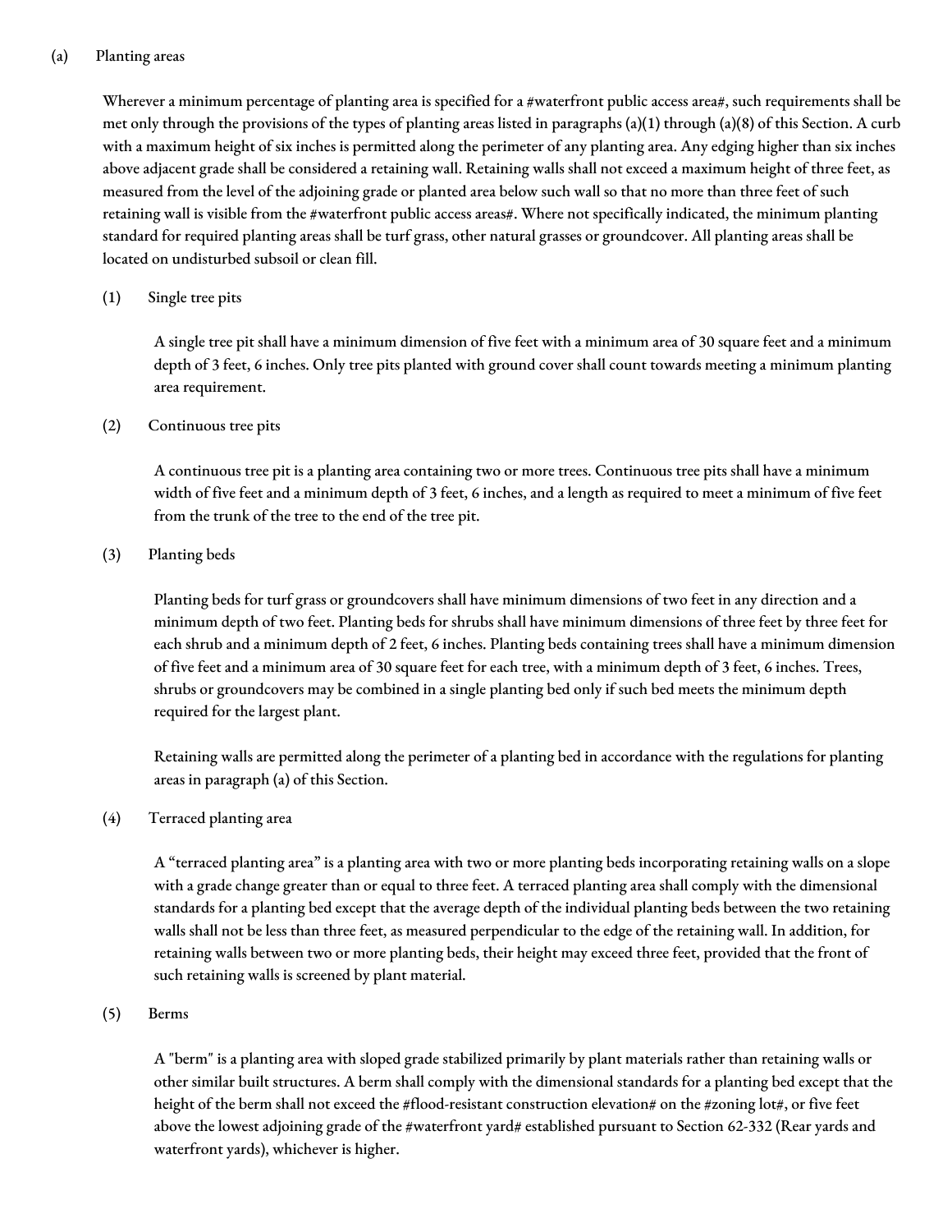(a) Planting areas

Wherever a minimum percentage of planting area is specified for a #waterfront public access area#, such requirements shall be met only through the provisions of the types of planting areas listed in paragraphs (a)(1) through (a)(8) of this Section. A curb with a maximum height of six inches is permitted along the perimeter of any planting area. Any edging higher than six inches above adjacent grade shall be considered a retaining wall. Retaining walls shall not exceed a maximum height of three feet, as measured from the level of the adjoining grade or planted area below such wall so that no more than three feet of such retaining wall is visible from the #waterfront public access areas#. Where not specifically indicated, the minimum planting standard for required planting areas shall be turf grass, other natural grasses or groundcover. All planting areas shall be located on undisturbed subsoil or clean fill.

(1) Single tree pits

A single tree pit shall have a minimum dimension of five feet with a minimum area of 30 square feet and a minimum depth of 3 feet, 6 inches. Only tree pits planted with ground cover shall count towards meeting a minimum planting area requirement.

(2) Continuous tree pits

A continuous tree pit is a planting area containing two or more trees. Continuous tree pits shall have a minimum width of five feet and a minimum depth of 3 feet, 6 inches, and a length as required to meet a minimum of five feet from the trunk of the tree to the end of the tree pit.

(3) Planting beds

Planting beds for turf grass or groundcovers shall have minimum dimensions of two feet in any direction and a minimum depth of two feet. Planting beds for shrubs shall have minimum dimensions of three feet by three feet for each shrub and a minimum depth of 2 feet, 6 inches. Planting beds containing trees shall have a minimum dimension of five feet and a minimum area of 30 square feet for each tree, with a minimum depth of 3 feet, 6 inches. Trees, shrubs or groundcovers may be combined in a single planting bed only if such bed meets the minimum depth required for the largest plant.

Retaining walls are permitted along the perimeter of a planting bed in accordance with the regulations for planting areas in paragraph (a) of this Section.

(4) Terraced planting area

A "terraced planting area" is a planting area with two or more planting beds incorporating retaining walls on a slope with a grade change greater than or equal to three feet. A terraced planting area shall comply with the dimensional standards for a planting bed except that the average depth of the individual planting beds between the two retaining walls shall not be less than three feet, as measured perpendicular to the edge of the retaining wall. In addition, for retaining walls between two or more planting beds, their height may exceed three feet, provided that the front of such retaining walls is screened by plant material.

(5) Berms

A "berm" is a planting area with sloped grade stabilized primarily by plant materials rather than retaining walls or other similar built structures. A berm shall comply with the dimensional standards for a planting bed except that the height of the berm shall not exceed the #flood-resistant construction elevation# on the #zoning lot#, or five feet above the lowest adjoining grade of the #waterfront yard# established pursuant to Section 62-332 (Rear yards and waterfront yards), whichever is higher.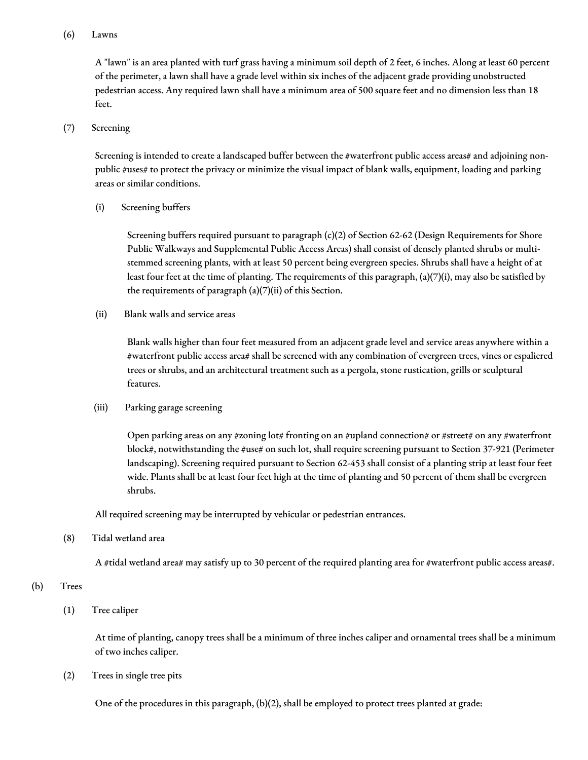(6) Lawns

A "lawn" is an area planted with turf grass having a minimum soil depth of 2 feet, 6 inches. Along at least 60 percent of the perimeter, a lawn shall have a grade level within six inches of the adjacent grade providing unobstructed pedestrian access. Any required lawn shall have a minimum area of 500 square feet and no dimension less than 18 feet.

(7) Screening

Screening is intended to create a landscaped buffer between the #waterfront public access areas# and adjoining non-public #uses# to protect the privacy or minimize the visual impact of blank walls, equipment, loading and parking areas or similar conditions.

(i) Screening buffers

Screening buffers required pursuant to paragraph (c)(2) of Section 62-62 (Design Requirements for Shore Public Walkways and Supplemental Public Access Areas) shall consist of densely planted shrubs or multi-stemmed screening plants, with at least 50 percent being evergreen species. Shrubs shall have a height of at least four feet at the time of planting. The requirements of this paragraph, (a)(7)(i), may also be satisfied by the requirements of paragraph (a)(7)(ii) of this Section.

(ii) Blank walls and service areas

Blank walls higher than four feet measured from an adjacent grade level and service areas anywhere within a #waterfront public access area# shall be screened with any combination of evergreen trees, vines or espaliered trees or shrubs, and an architectural treatment such as a pergola, stone rustication, grills or sculptural features.

(iii) Parking garage screening

Open parking areas on any #zoning lot# fronting on an #upland connection# or #street# on any #waterfront block#, notwithstanding the #use# on such lot, shall require screening pursuant to Section 37-921 (Perimeter landscaping). Screening required pursuant to Section 62-453 shall consist of a planting strip at least four feet wide. Plants shall be at least four feet high at the time of planting and 50 percent of them shall be evergreen shrubs.

All required screening may be interrupted by vehicular or pedestrian entrances.

(8) Tidal wetland area

A #tidal wetland area# may satisfy up to 30 percent of the required planting area for #waterfront public access areas#.

(b) Trees

(1) Tree caliper

At time of planting, canopy trees shall be a minimum of three inches caliper and ornamental trees shall be a minimum of two inches caliper.

(2) Trees in single tree pits

One of the procedures in this paragraph, (b)(2), shall be employed to protect trees planted at grade: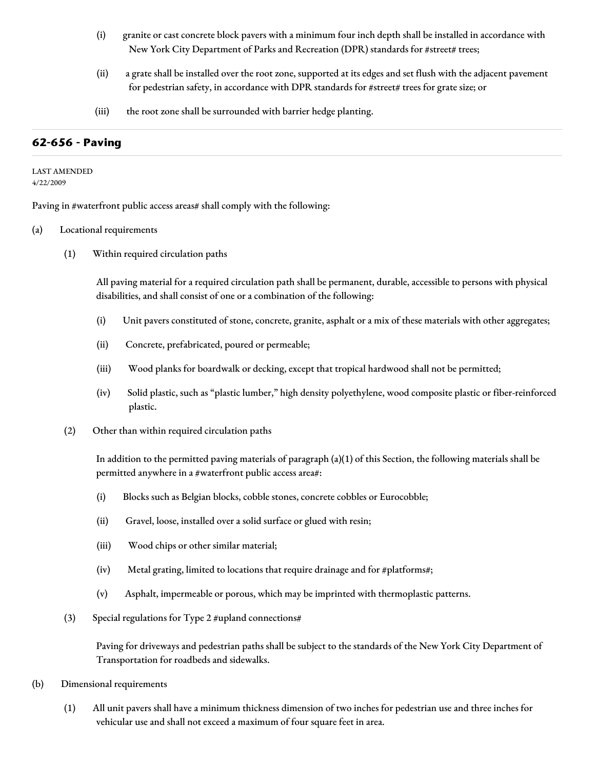(i) granite or cast concrete block pavers with a minimum four inch depth shall be installed in accordance with New York City Department of Parks and Recreation (DPR) standards for #street# trees;

(ii) a grate shall be installed over the root zone, supported at its edges and set flush with the adjacent pavement for pedestrian safety, in accordance with DPR standards for #street# trees for grate size; or

(iii) the root zone shall be surrounded with barrier hedge planting.

## 62-656 - Paving

LAST AMENDED
4/22/2009

Paving in #waterfront public access areas# shall comply with the following:

(a) Locational requirements

(1) Within required circulation paths

All paving material for a required circulation path shall be permanent, durable, accessible to persons with physical disabilities, and shall consist of one or a combination of the following:

(i) Unit pavers constituted of stone, concrete, granite, asphalt or a mix of these materials with other aggregates;

(ii) Concrete, prefabricated, poured or permeable;

(iii) Wood planks for boardwalk or decking, except that tropical hardwood shall not be permitted;

(iv) Solid plastic, such as "plastic lumber," high density polyethylene, wood composite plastic or fiber-reinforced plastic.

(2) Other than within required circulation paths

In addition to the permitted paving materials of paragraph (a)(1) of this Section, the following materials shall be permitted anywhere in a #waterfront public access area#:

(i) Blocks such as Belgian blocks, cobble stones, concrete cobbles or Eurocobble;

(ii) Gravel, loose, installed over a solid surface or glued with resin;

(iii) Wood chips or other similar material;

(iv) Metal grating, limited to locations that require drainage and for #platforms#;

(v) Asphalt, impermeable or porous, which may be imprinted with thermoplastic patterns.

(3) Special regulations for Type 2 #upland connections#

Paving for driveways and pedestrian paths shall be subject to the standards of the New York City Department of Transportation for roadbeds and sidewalks.

(b) Dimensional requirements

(1) All unit pavers shall have a minimum thickness dimension of two inches for pedestrian use and three inches for vehicular use and shall not exceed a maximum of four square feet in area.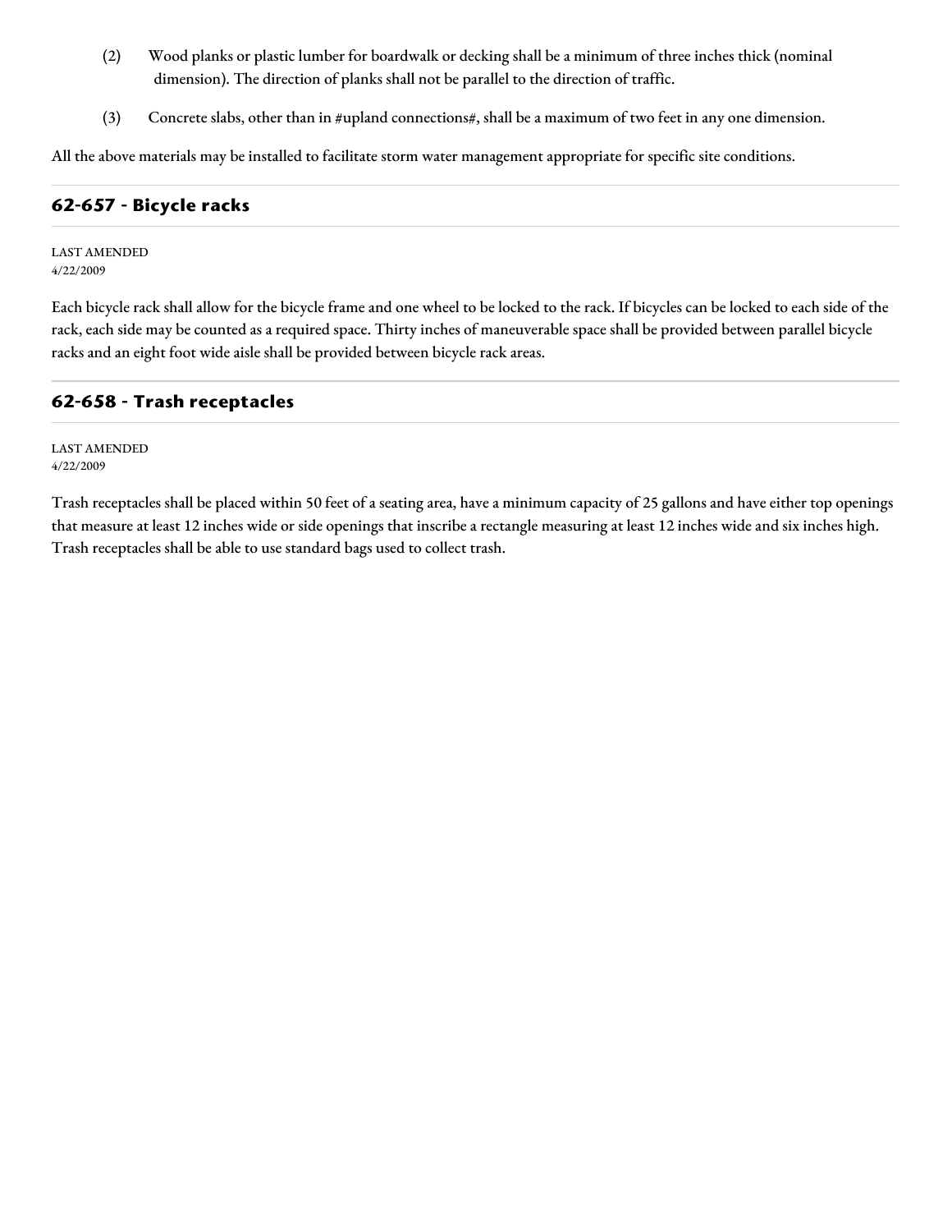(2) Wood planks or plastic lumber for boardwalk or decking shall be a minimum of three inches thick (nominal dimension). The direction of planks shall not be parallel to the direction of traffic.

(3) Concrete slabs, other than in #upland connections#, shall be a maximum of two feet in any one dimension.

All the above materials may be installed to facilitate storm water management appropriate for specific site conditions.

## 62-657 - Bicycle racks

LAST AMENDED
4/22/2009

Each bicycle rack shall allow for the bicycle frame and one wheel to be locked to the rack. If bicycles can be locked to each side of the rack, each side may be counted as a required space. Thirty inches of maneuverable space shall be provided between parallel bicycle racks and an eight foot wide aisle shall be provided between bicycle rack areas.

## 62-658 - Trash receptacles

LAST AMENDED
4/22/2009

Trash receptacles shall be placed within 50 feet of a seating area, have a minimum capacity of 25 gallons and have either top openings that measure at least 12 inches wide or side openings that inscribe a rectangle measuring at least 12 inches wide and six inches high. Trash receptacles shall be able to use standard bags used to collect trash.